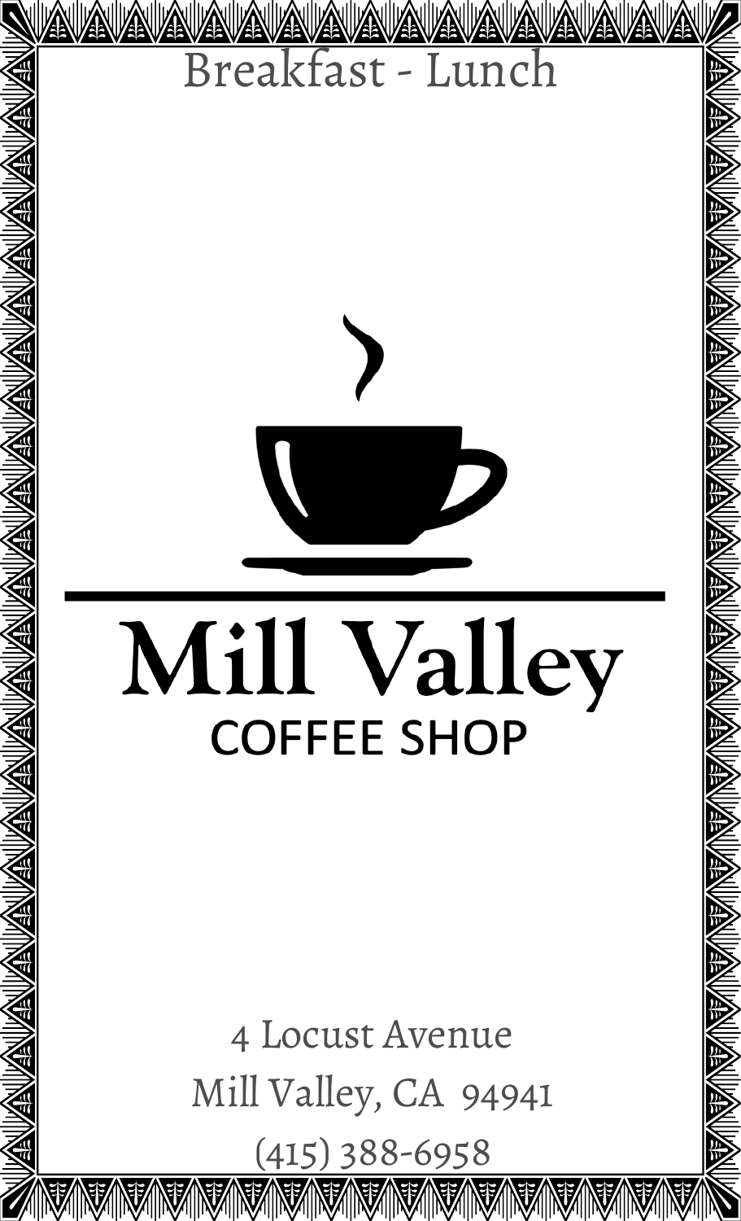Breakfast - Lunch

# Mill Valley

## COFFEE SHOP

4 Locust Avenue

Mill Valley, CA 94941

(415) 388-6958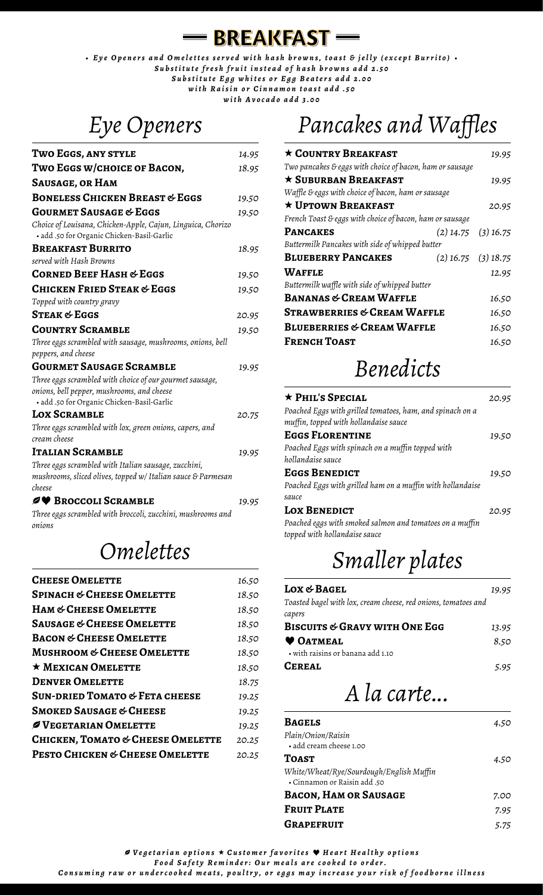# BREAKFAST

*• Eye Openers and Omelettes served with hash browns, toast & jelly (except Burrito) •*
*Substitute fresh fruit instead of hash browns add 2.50*
*Substitute Egg whites or Egg Beaters add 2.00*
*with Raisin or Cinnamon toast add .50*
*with Avocado add 3.00*

## Eye Openers

| | |
|---|---|
| **Two Eggs, any style** | 14.95 |
| **Two Eggs w/choice of Bacon, Sausage, or Ham** | 18.95 |
| **Boneless Chicken Breast & Eggs** | 19.50 |
| **Gourmet Sausage & Eggs**<br>*Choice of Louisana, Chicken-Apple, Cajun, Linguica, Chorizo*<br>• add .50 for Organic Chicken-Basil-Garlic | 19.50 |
| **Breakfast Burrito**<br>*served with Hash Browns* | 18.95 |
| **Corned Beef Hash & Eggs** | 19.50 |
| **Chicken Fried Steak & Eggs**<br>*Topped with country gravy* | 19.50 |
| **Steak & Eggs** | 20.95 |
| **Country Scramble**<br>*Three eggs scrambled with sausage, mushrooms, onions, bell peppers, and cheese* | 19.50 |
| **Gourmet Sausage Scramble**<br>*Three eggs scrambled with choice of our gourmet sausage, onions, bell pepper, mushrooms, and cheese*<br>• add .50 for Organic Chicken-Basil-Garlic | 19.95 |
| **Lox Scramble**<br>*Three eggs scrambled with lox, green onions, capers, and cream cheese* | 20.75 |
| **Italian Scramble**<br>*Three eggs scrambled with Italian sausage, zucchini, mushrooms, sliced olives, topped w/ Italian sauce & Parmesan cheese* | 19.95 |
| ∅♥ **Broccoli Scramble**<br>*Three eggs scrambled with broccoli, zucchini, mushrooms and onions* | 19.95 |

## Omelettes

| | |
|---|---|
| **Cheese Omelette** | 16.50 |
| **Spinach & Cheese Omelette** | 18.50 |
| **Ham & Cheese Omelette** | 18.50 |
| **Sausage & Cheese Omelette** | 18.50 |
| **Bacon & Cheese Omelette** | 18.50 |
| **Mushroom & Cheese Omelette** | 18.50 |
| ★ **Mexican Omelette** | 18.50 |
| **Denver Omelette** | 18.75 |
| **Sun-dried Tomato & Feta cheese** | 19.25 |
| **Smoked Sausage & Cheese** | 19.25 |
| ∅ **Vegetarian Omelette** | 19.25 |
| **Chicken, Tomato & Cheese Omelette** | 20.25 |
| **Pesto Chicken & Cheese Omelette** | 20.25 |

## Pancakes and Waffles

| | | |
|---|---|---|
| ★ **Country Breakfast**<br>*Two pancakes & eggs with choice of bacon, ham or sausage* | | 19.95 |
| ★ **Suburban Breakfast**<br>*Waffle & eggs with choice of bacon, ham or sausage* | | 19.95 |
| ★ **Uptown Breakfast**<br>*French Toast & eggs with choice of bacon, ham or sausage* | | 20.95 |
| **Pancakes**<br>*Buttermilk Pancakes with side of whipped butter* | (2) 14.75 | (3) 16.75 |
| **Blueberry Pancakes** | (2) 16.75 | (3) 18.75 |
| **Waffle**<br>*Buttermilk waffle with side of whipped butter* | | 12.95 |
| **Bananas & Cream Waffle** | | 16.50 |
| **Strawberries & Cream Waffle** | | 16.50 |
| **Blueberries & Cream Waffle** | | 16.50 |
| **French Toast** | | 16.50 |

## Benedicts

| | |
|---|---|
| ★ **Phil's Special**<br>*Poached Eggs with grilled tomatoes, ham, and spinach on a muffin, topped with hollandaise sauce* | 20.95 |
| **Eggs Florentine**<br>*Poached Eggs with spinach on a muffin topped with hollandaise sauce* | 19.50 |
| **Eggs Benedict**<br>*Poached Eggs with grilled ham on a muffin with hollandaise sauce* | 19.50 |
| **Lox Benedict**<br>*Poached eggs with smoked salmon and tomatoes on a muffin topped with hollandaise sauce* | 20.95 |

## Smaller plates

| | |
|---|---|
| **Lox & Bagel**<br>*Toasted bagel with lox, cream cheese, red onions, tomatoes and capers* | 19.95 |
| **Biscuits & Gravy with One Egg** | 13.95 |
| ♥ **Oatmeal**<br>• with raisins or banana add 1.10 | 8.50 |
| **Cereal** | 5.95 |

## A la carte...

| | |
|---|---|
| **Bagels**<br>*Plain/Onion/Raisin*<br>• add cream cheese 1.00 | 4.50 |
| **Toast**<br>*White/Wheat/Rye/Sourdough/English Muffin*<br>• Cinnamon or Raisin add .50 | 4.50 |
| **Bacon, Ham or Sausage** | 7.00 |
| **Fruit Plate** | 7.95 |
| **Grapefruit** | 5.75 |

*∅ Vegetarian options ★ Customer favorites ♥ Heart Healthy options*
*Food Safety Reminder: Our meals are cooked to order.*
*Consuming raw or undercooked meats, poultry, or eggs may increase your risk of foodborne illness*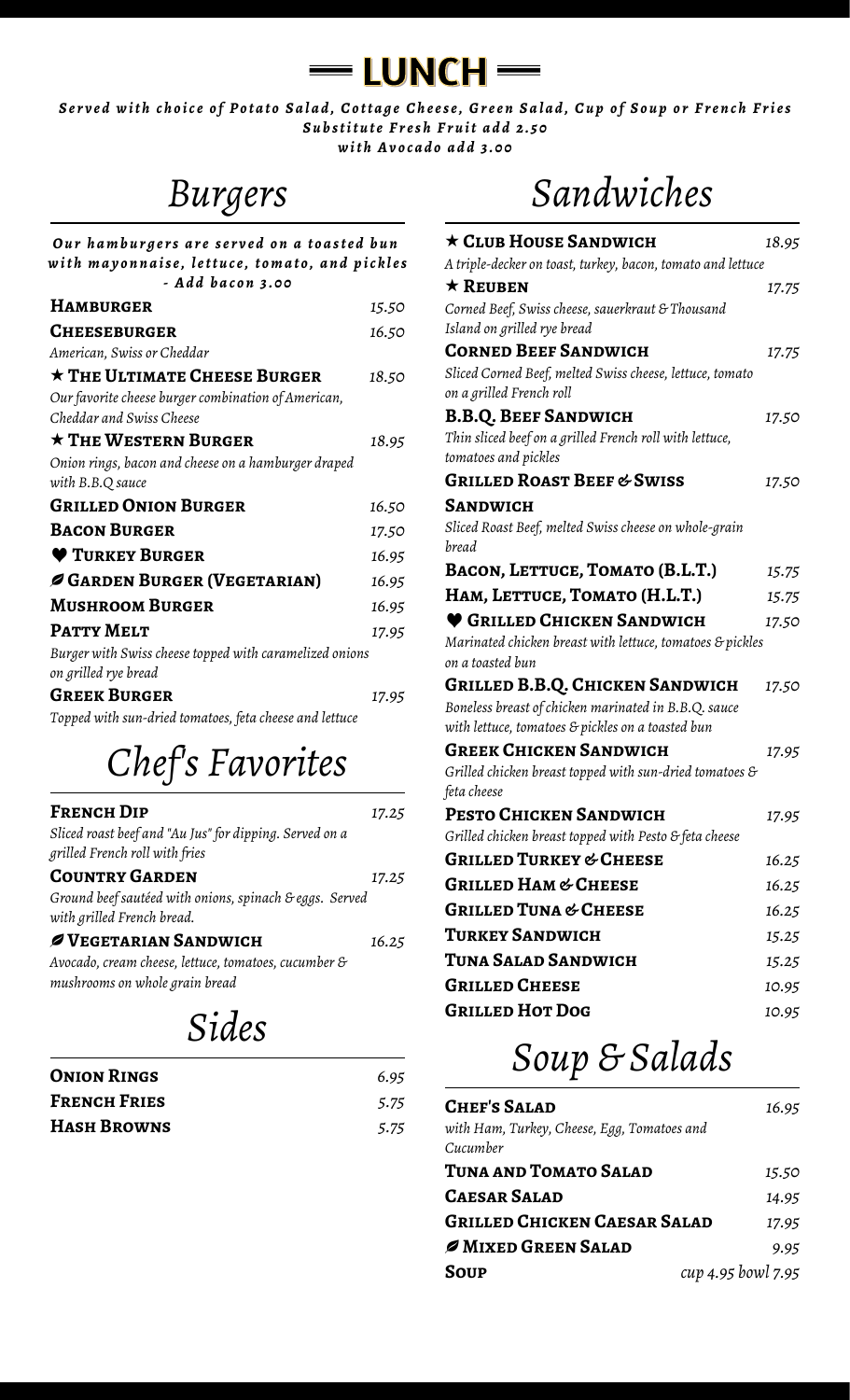# LUNCH

***Served with choice of Potato Salad, Cottage Cheese, Green Salad, Cup of Soup or French Fries***
***Substitute Fresh Fruit add 2.50***
***with Avocado add 3.00***

## Burgers

***Our hamburgers are served on a toasted bun with mayonnaise, lettuce, tomato, and pickles - Add bacon 3.00***

**Hamburger** 15.50

**Cheeseburger** 16.50
*American, Swiss or Cheddar*

**★ The Ultimate Cheese Burger** 18.50
*Our favorite cheese burger combination of American, Cheddar and Swiss Cheese*

**★ The Western Burger** 18.95
*Onion rings, bacon and cheese on a hamburger draped with B.B.Q sauce*

**Grilled Onion Burger** 16.50

**Bacon Burger** 17.50

**♥ Turkey Burger** 16.95

**Garden Burger (Vegetarian)** 16.95

**Mushroom Burger** 16.95

**Patty Melt** 17.95
*Burger with Swiss cheese topped with caramelized onions on grilled rye bread*

**Greek Burger** 17.95
*Topped with sun-dried tomatoes, feta cheese and lettuce*

## Chef's Favorites

**French Dip** 17.25
*Sliced roast beef and "Au Jus" for dipping. Served on a grilled French roll with fries*

**Country Garden** 17.25
*Ground beef sautéed with onions, spinach & eggs. Served with grilled French bread.*

**Vegetarian Sandwich** 16.25
*Avocado, cream cheese, lettuce, tomatoes, cucumber & mushrooms on whole grain bread*

## Sides

**Onion Rings** 6.95

**French Fries** 5.75

**Hash Browns** 5.75

## Sandwiches

**★ Club House Sandwich** 18.95
*A triple-decker on toast, turkey, bacon, tomato and lettuce*

**★ Reuben** 17.75
*Corned Beef, Swiss cheese, sauerkraut & Thousand Island on grilled rye bread*

**Corned Beef Sandwich** 17.75
*Sliced Corned Beef, melted Swiss cheese, lettuce, tomato on a grilled French roll*

**B.B.Q. Beef Sandwich** 17.50
*Thin sliced beef on a grilled French roll with lettuce, tomatoes and pickles*

**Grilled Roast Beef & Swiss Sandwich** 17.50
*Sliced Roast Beef, melted Swiss cheese on whole-grain bread*

**Bacon, Lettuce, Tomato (B.L.T.)** 15.75

**Ham, Lettuce, Tomato (H.L.T.)** 15.75

**♥ Grilled Chicken Sandwich** 17.50
*Marinated chicken breast with lettuce, tomatoes & pickles on a toasted bun*

**Grilled B.B.Q. Chicken Sandwich** 17.50
*Boneless breast of chicken marinated in B.B.Q. sauce with lettuce, tomatoes & pickles on a toasted bun*

**Greek Chicken Sandwich** 17.95
*Grilled chicken breast topped with sun-dried tomatoes & feta cheese*

**Pesto Chicken Sandwich** 17.95
*Grilled chicken breast topped with Pesto & feta cheese*

**Grilled Turkey & Cheese** 16.25

**Grilled Ham & Cheese** 16.25

**Grilled Tuna & Cheese** 16.25

**Turkey Sandwich** 15.25

**Tuna Salad Sandwich** 15.25

**Grilled Cheese** 10.95

**Grilled Hot Dog** 10.95

## Soup & Salads

**Chef's Salad** 16.95
*with Ham, Turkey, Cheese, Egg, Tomatoes and Cucumber*

**Tuna and Tomato Salad** 15.50

**Caesar Salad** 14.95

**Grilled Chicken Caesar Salad** 17.95

**Mixed Green Salad** 9.95

**Soup** *cup 4.95 bowl 7.95*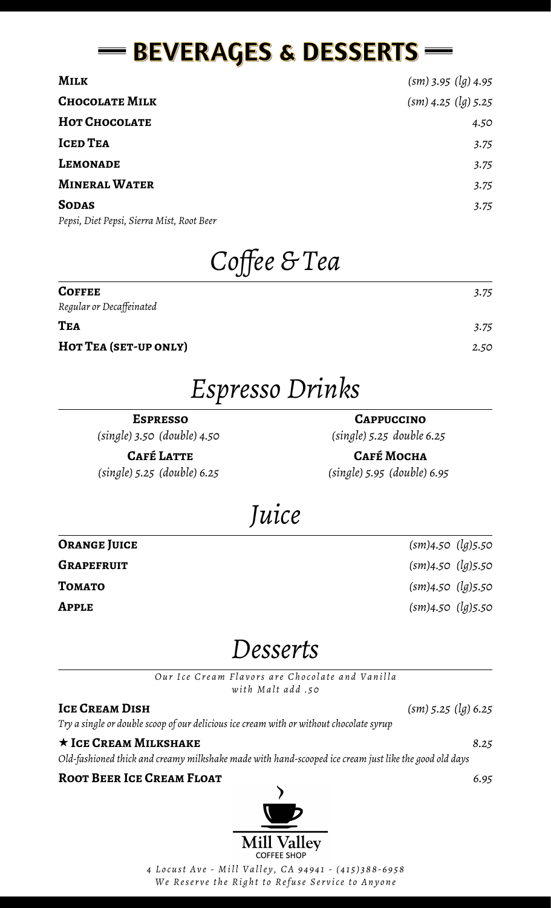# BEVERAGES & DESSERTS

**MILK** *(sm) 3.95 (lg) 4.95*

**CHOCOLATE MILK** *(sm) 4.25 (lg) 5.25*

**HOT CHOCOLATE** *4.50*

**ICED TEA** *3.75*

**LEMONADE** *3.75*

**MINERAL WATER** *3.75*

**SODAS** *3.75*
*Pepsi, Diet Pepsi, Sierra Mist, Root Beer*

## Coffee & Tea

**COFFEE** *3.75*
*Regular or Decaffeinated*

**TEA** *3.75*

**HOT TEA (SET-UP ONLY)** *2.50*

## Espresso Drinks

**ESPRESSO**
*(single) 3.50 (double) 4.50*

**CAFÉ LATTE**
*(single) 5.25 (double) 6.25*

**CAPPUCCINO**
*(single) 5.25 double 6.25*

**CAFÉ MOCHA**
*(single) 5.95 (double) 6.95*

## Juice

**ORANGE JUICE** *(sm)4.50 (lg)5.50*

**GRAPEFRUIT** *(sm)4.50 (lg)5.50*

**TOMATO** *(sm)4.50 (lg)5.50*

**APPLE** *(sm)4.50 (lg)5.50*

## Desserts

*Our Ice Cream Flavors are Chocolate and Vanilla*
*with Malt add .50*

**ICE CREAM DISH** *(sm) 5.25 (lg) 6.25*
*Try a single or double scoop of our delicious ice cream with or without chocolate syrup*

★ **ICE CREAM MILKSHAKE** *8.25*
*Old-fashioned thick and creamy milkshake made with hand-scooped ice cream just like the good old days*

**ROOT BEER ICE CREAM FLOAT** *6.95*

Mill Valley
COFFEE SHOP

*4 Locust Ave - Mill Valley, CA 94941 - (415)388-6958*
*We Reserve the Right to Refuse Service to Anyone*